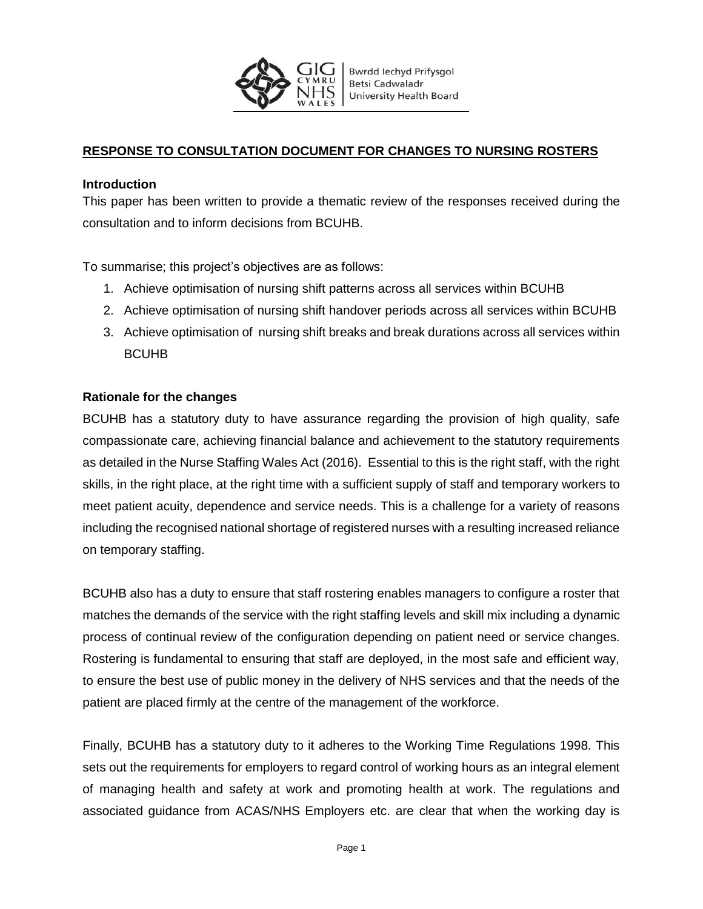Bwrdd Iechyd Prifysgol
Betsi Cadwaladr
University Health Board

# RESPONSE TO CONSULTATION DOCUMENT FOR CHANGES TO NURSING ROSTERS

## Introduction

This paper has been written to provide a thematic review of the responses received during the consultation and to inform decisions from BCUHB.

To summarise; this project's objectives are as follows:

1. Achieve optimisation of nursing shift patterns across all services within BCUHB
2. Achieve optimisation of nursing shift handover periods across all services within BCUHB
3. Achieve optimisation of nursing shift breaks and break durations across all services within BCUHB

## Rationale for the changes

BCUHB has a statutory duty to have assurance regarding the provision of high quality, safe compassionate care, achieving financial balance and achievement to the statutory requirements as detailed in the Nurse Staffing Wales Act (2016). Essential to this is the right staff, with the right skills, in the right place, at the right time with a sufficient supply of staff and temporary workers to meet patient acuity, dependence and service needs. This is a challenge for a variety of reasons including the recognised national shortage of registered nurses with a resulting increased reliance on temporary staffing.

BCUHB also has a duty to ensure that staff rostering enables managers to configure a roster that matches the demands of the service with the right staffing levels and skill mix including a dynamic process of continual review of the configuration depending on patient need or service changes. Rostering is fundamental to ensuring that staff are deployed, in the most safe and efficient way, to ensure the best use of public money in the delivery of NHS services and that the needs of the patient are placed firmly at the centre of the management of the workforce.

Finally, BCUHB has a statutory duty to it adheres to the Working Time Regulations 1998. This sets out the requirements for employers to regard control of working hours as an integral element of managing health and safety at work and promoting health at work. The regulations and associated guidance from ACAS/NHS Employers etc. are clear that when the working day is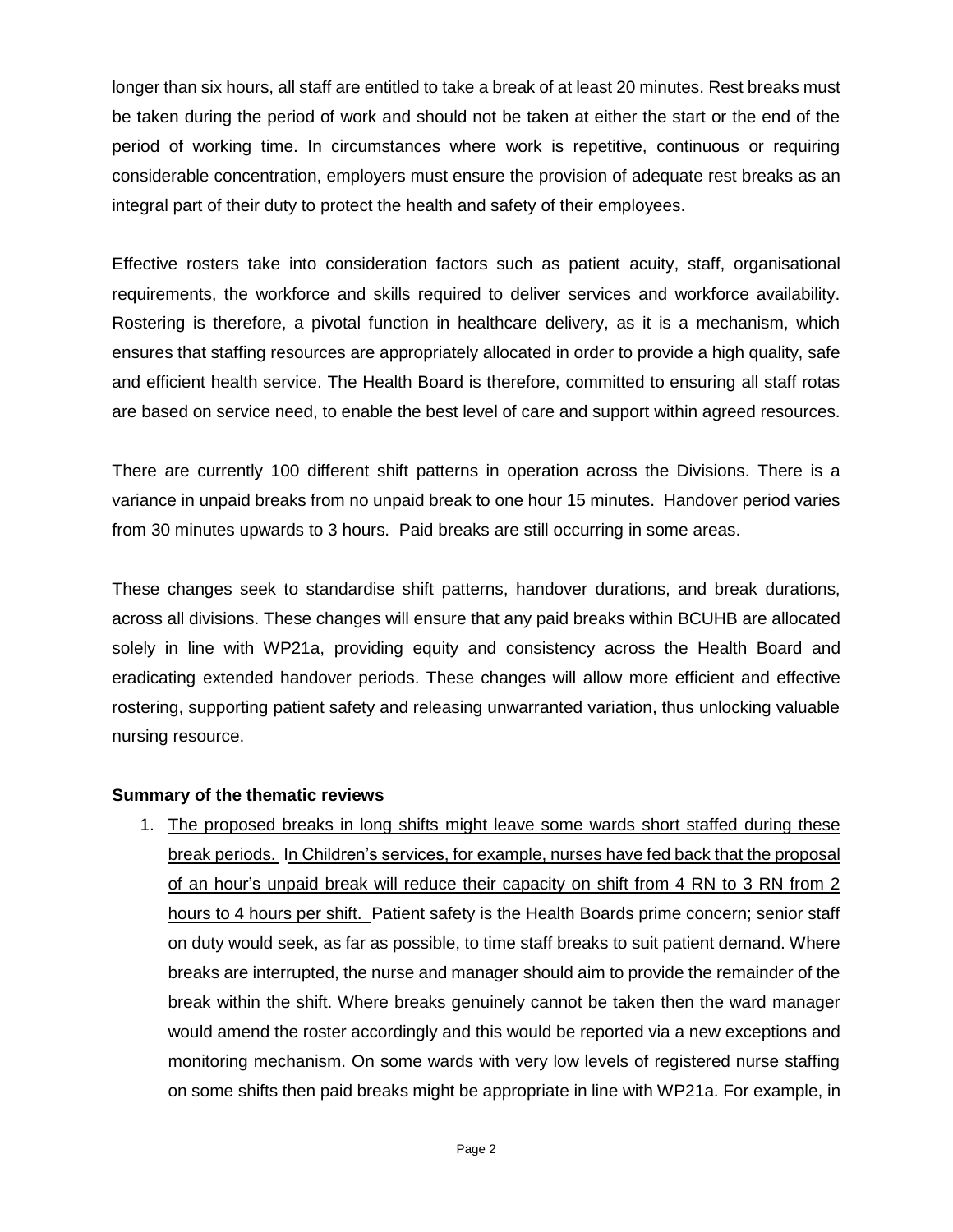longer than six hours, all staff are entitled to take a break of at least 20 minutes. Rest breaks must be taken during the period of work and should not be taken at either the start or the end of the period of working time. In circumstances where work is repetitive, continuous or requiring considerable concentration, employers must ensure the provision of adequate rest breaks as an integral part of their duty to protect the health and safety of their employees.

Effective rosters take into consideration factors such as patient acuity, staff, organisational requirements, the workforce and skills required to deliver services and workforce availability. Rostering is therefore, a pivotal function in healthcare delivery, as it is a mechanism, which ensures that staffing resources are appropriately allocated in order to provide a high quality, safe and efficient health service. The Health Board is therefore, committed to ensuring all staff rotas are based on service need, to enable the best level of care and support within agreed resources.

There are currently 100 different shift patterns in operation across the Divisions. There is a variance in unpaid breaks from no unpaid break to one hour 15 minutes. Handover period varies from 30 minutes upwards to 3 hours. Paid breaks are still occurring in some areas.

These changes seek to standardise shift patterns, handover durations, and break durations, across all divisions. These changes will ensure that any paid breaks within BCUHB are allocated solely in line with WP21a, providing equity and consistency across the Health Board and eradicating extended handover periods. These changes will allow more efficient and effective rostering, supporting patient safety and releasing unwarranted variation, thus unlocking valuable nursing resource.

**Summary of the thematic reviews**

1. The proposed breaks in long shifts might leave some wards short staffed during these break periods. In Children's services, for example, nurses have fed back that the proposal of an hour's unpaid break will reduce their capacity on shift from 4 RN to 3 RN from 2 hours to 4 hours per shift. Patient safety is the Health Boards prime concern; senior staff on duty would seek, as far as possible, to time staff breaks to suit patient demand. Where breaks are interrupted, the nurse and manager should aim to provide the remainder of the break within the shift. Where breaks genuinely cannot be taken then the ward manager would amend the roster accordingly and this would be reported via a new exceptions and monitoring mechanism. On some wards with very low levels of registered nurse staffing on some shifts then paid breaks might be appropriate in line with WP21a. For example, in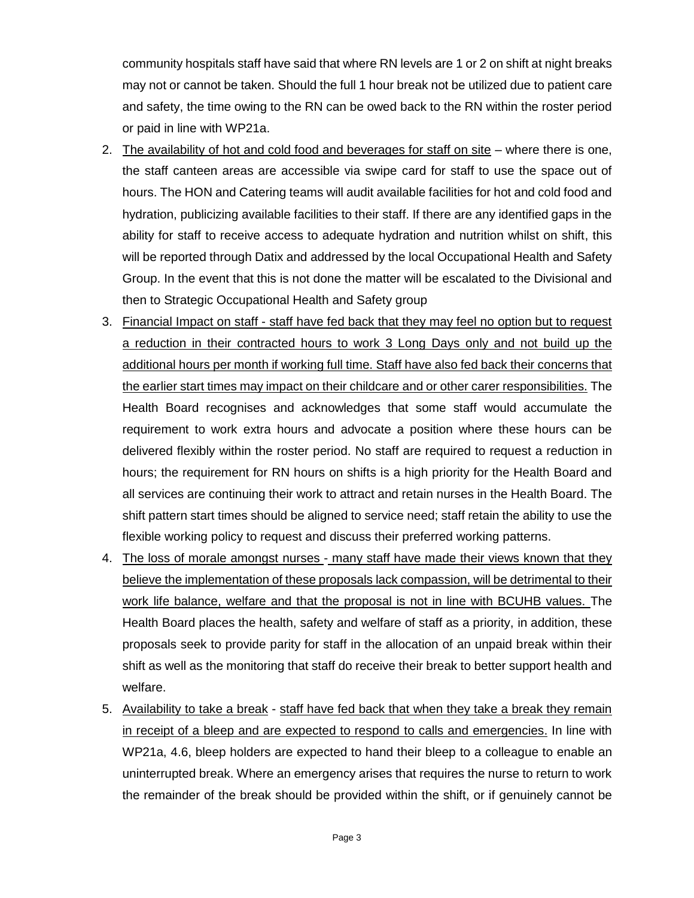community hospitals staff have said that where RN levels are 1 or 2 on shift at night breaks may not or cannot be taken. Should the full 1 hour break not be utilized due to patient care and safety, the time owing to the RN can be owed back to the RN within the roster period or paid in line with WP21a.

2. The availability of hot and cold food and beverages for staff on site – where there is one, the staff canteen areas are accessible via swipe card for staff to use the space out of hours. The HON and Catering teams will audit available facilities for hot and cold food and hydration, publicizing available facilities to their staff. If there are any identified gaps in the ability for staff to receive access to adequate hydration and nutrition whilst on shift, this will be reported through Datix and addressed by the local Occupational Health and Safety Group. In the event that this is not done the matter will be escalated to the Divisional and then to Strategic Occupational Health and Safety group
3. Financial Impact on staff - staff have fed back that they may feel no option but to request a reduction in their contracted hours to work 3 Long Days only and not build up the additional hours per month if working full time. Staff have also fed back their concerns that the earlier start times may impact on their childcare and or other carer responsibilities. The Health Board recognises and acknowledges that some staff would accumulate the requirement to work extra hours and advocate a position where these hours can be delivered flexibly within the roster period. No staff are required to request a reduction in hours; the requirement for RN hours on shifts is a high priority for the Health Board and all services are continuing their work to attract and retain nurses in the Health Board. The shift pattern start times should be aligned to service need; staff retain the ability to use the flexible working policy to request and discuss their preferred working patterns.
4. The loss of morale amongst nurses - many staff have made their views known that they believe the implementation of these proposals lack compassion, will be detrimental to their work life balance, welfare and that the proposal is not in line with BCUHB values. The Health Board places the health, safety and welfare of staff as a priority, in addition, these proposals seek to provide parity for staff in the allocation of an unpaid break within their shift as well as the monitoring that staff do receive their break to better support health and welfare.
5. Availability to take a break - staff have fed back that when they take a break they remain in receipt of a bleep and are expected to respond to calls and emergencies. In line with WP21a, 4.6, bleep holders are expected to hand their bleep to a colleague to enable an uninterrupted break. Where an emergency arises that requires the nurse to return to work the remainder of the break should be provided within the shift, or if genuinely cannot be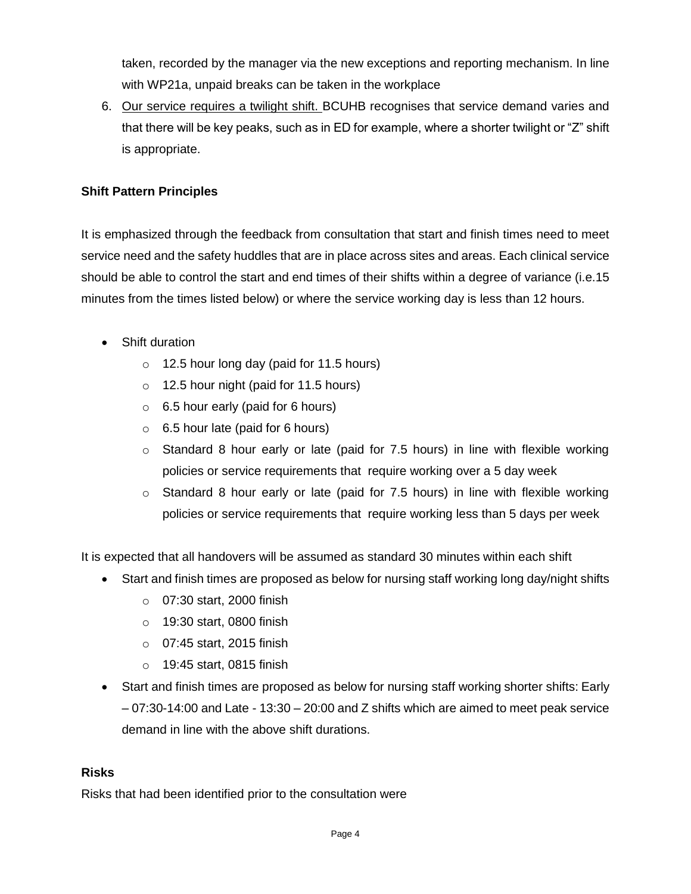taken, recorded by the manager via the new exceptions and reporting mechanism. In line with WP21a, unpaid breaks can be taken in the workplace

6. <u>Our service requires a twilight shift.</u> BCUHB recognises that service demand varies and that there will be key peaks, such as in ED for example, where a shorter twilight or "Z" shift is appropriate.

**Shift Pattern Principles**

It is emphasized through the feedback from consultation that start and finish times need to meet service need and the safety huddles that are in place across sites and areas. Each clinical service should be able to control the start and end times of their shifts within a degree of variance (i.e.15 minutes from the times listed below) or where the service working day is less than 12 hours.

- Shift duration
  - 12.5 hour long day (paid for 11.5 hours)
  - 12.5 hour night (paid for 11.5 hours)
  - 6.5 hour early (paid for 6 hours)
  - 6.5 hour late (paid for 6 hours)
  - Standard 8 hour early or late (paid for 7.5 hours) in line with flexible working policies or service requirements that require working over a 5 day week
  - Standard 8 hour early or late (paid for 7.5 hours) in line with flexible working policies or service requirements that require working less than 5 days per week

It is expected that all handovers will be assumed as standard 30 minutes within each shift

- Start and finish times are proposed as below for nursing staff working long day/night shifts
  - 07:30 start, 2000 finish
  - 19:30 start, 0800 finish
  - 07:45 start, 2015 finish
  - 19:45 start, 0815 finish
- Start and finish times are proposed as below for nursing staff working shorter shifts: Early – 07:30-14:00 and Late - 13:30 – 20:00 and Z shifts which are aimed to meet peak service demand in line with the above shift durations.

**Risks**

Risks that had been identified prior to the consultation were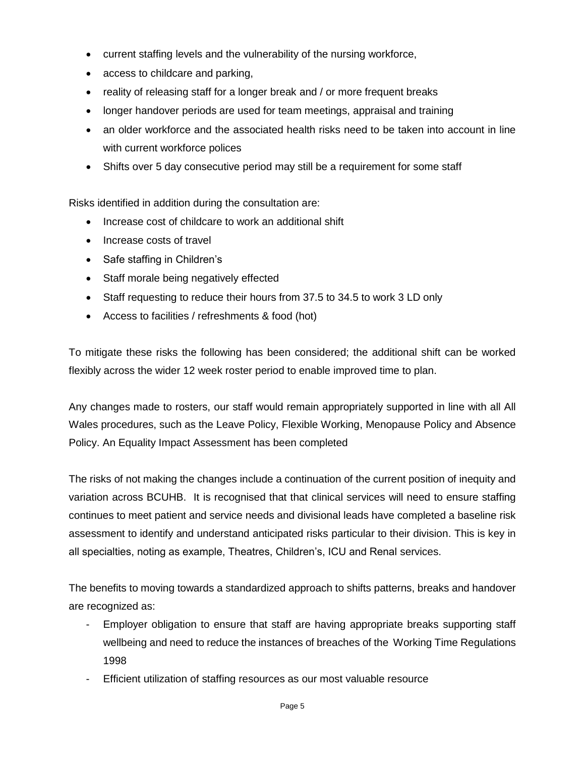- current staffing levels and the vulnerability of the nursing workforce,
- access to childcare and parking,
- reality of releasing staff for a longer break and / or more frequent breaks
- longer handover periods are used for team meetings, appraisal and training
- an older workforce and the associated health risks need to be taken into account in line with current workforce polices
- Shifts over 5 day consecutive period may still be a requirement for some staff

Risks identified in addition during the consultation are:

- Increase cost of childcare to work an additional shift
- Increase costs of travel
- Safe staffing in Children's
- Staff morale being negatively effected
- Staff requesting to reduce their hours from 37.5 to 34.5 to work 3 LD only
- Access to facilities / refreshments & food (hot)

To mitigate these risks the following has been considered; the additional shift can be worked flexibly across the wider 12 week roster period to enable improved time to plan.

Any changes made to rosters, our staff would remain appropriately supported in line with all All Wales procedures, such as the Leave Policy, Flexible Working, Menopause Policy and Absence Policy. An Equality Impact Assessment has been completed

The risks of not making the changes include a continuation of the current position of inequity and variation across BCUHB. It is recognised that that clinical services will need to ensure staffing continues to meet patient and service needs and divisional leads have completed a baseline risk assessment to identify and understand anticipated risks particular to their division. This is key in all specialties, noting as example, Theatres, Children's, ICU and Renal services.

The benefits to moving towards a standardized approach to shifts patterns, breaks and handover are recognized as:

- Employer obligation to ensure that staff are having appropriate breaks supporting staff wellbeing and need to reduce the instances of breaches of the Working Time Regulations 1998
- Efficient utilization of staffing resources as our most valuable resource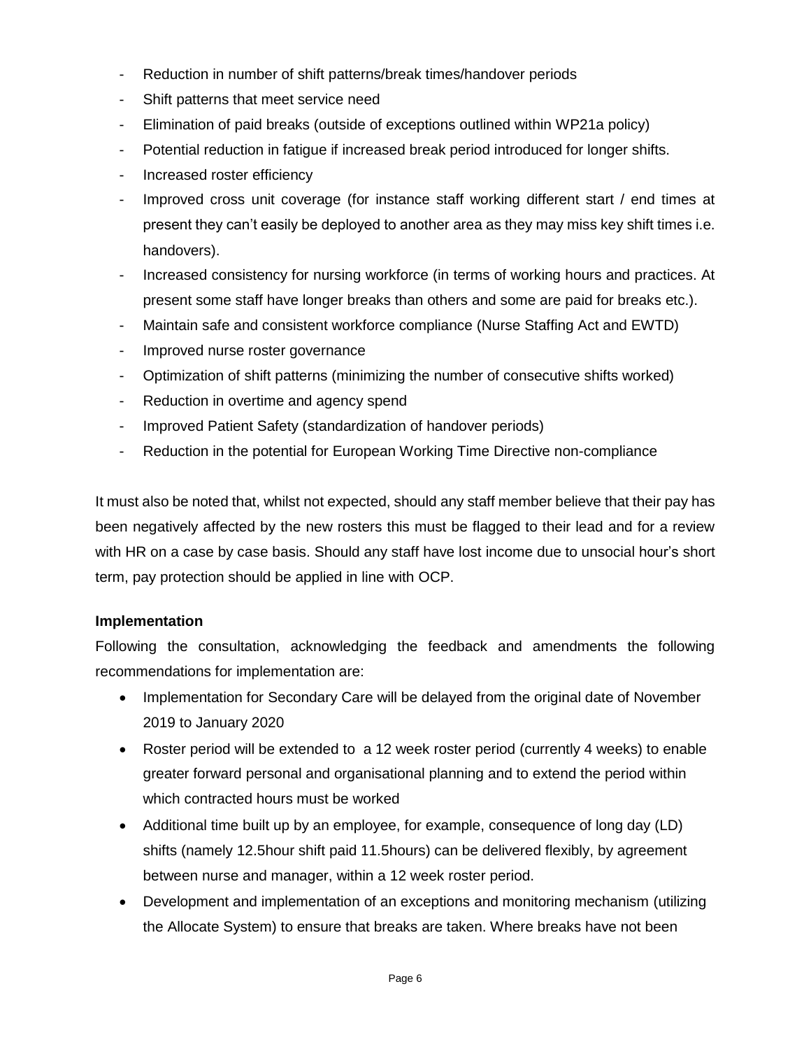- Reduction in number of shift patterns/break times/handover periods
- Shift patterns that meet service need
- Elimination of paid breaks (outside of exceptions outlined within WP21a policy)
- Potential reduction in fatigue if increased break period introduced for longer shifts.
- Increased roster efficiency
- Improved cross unit coverage (for instance staff working different start / end times at present they can't easily be deployed to another area as they may miss key shift times i.e. handovers).
- Increased consistency for nursing workforce (in terms of working hours and practices. At present some staff have longer breaks than others and some are paid for breaks etc.).
- Maintain safe and consistent workforce compliance (Nurse Staffing Act and EWTD)
- Improved nurse roster governance
- Optimization of shift patterns (minimizing the number of consecutive shifts worked)
- Reduction in overtime and agency spend
- Improved Patient Safety (standardization of handover periods)
- Reduction in the potential for European Working Time Directive non-compliance

It must also be noted that, whilst not expected, should any staff member believe that their pay has been negatively affected by the new rosters this must be flagged to their lead and for a review with HR on a case by case basis. Should any staff have lost income due to unsocial hour's short term, pay protection should be applied in line with OCP.

**Implementation**

Following the consultation, acknowledging the feedback and amendments the following recommendations for implementation are:

- Implementation for Secondary Care will be delayed from the original date of November 2019 to January 2020
- Roster period will be extended to a 12 week roster period (currently 4 weeks) to enable greater forward personal and organisational planning and to extend the period within which contracted hours must be worked
- Additional time built up by an employee, for example, consequence of long day (LD) shifts (namely 12.5hour shift paid 11.5hours) can be delivered flexibly, by agreement between nurse and manager, within a 12 week roster period.
- Development and implementation of an exceptions and monitoring mechanism (utilizing the Allocate System) to ensure that breaks are taken. Where breaks have not been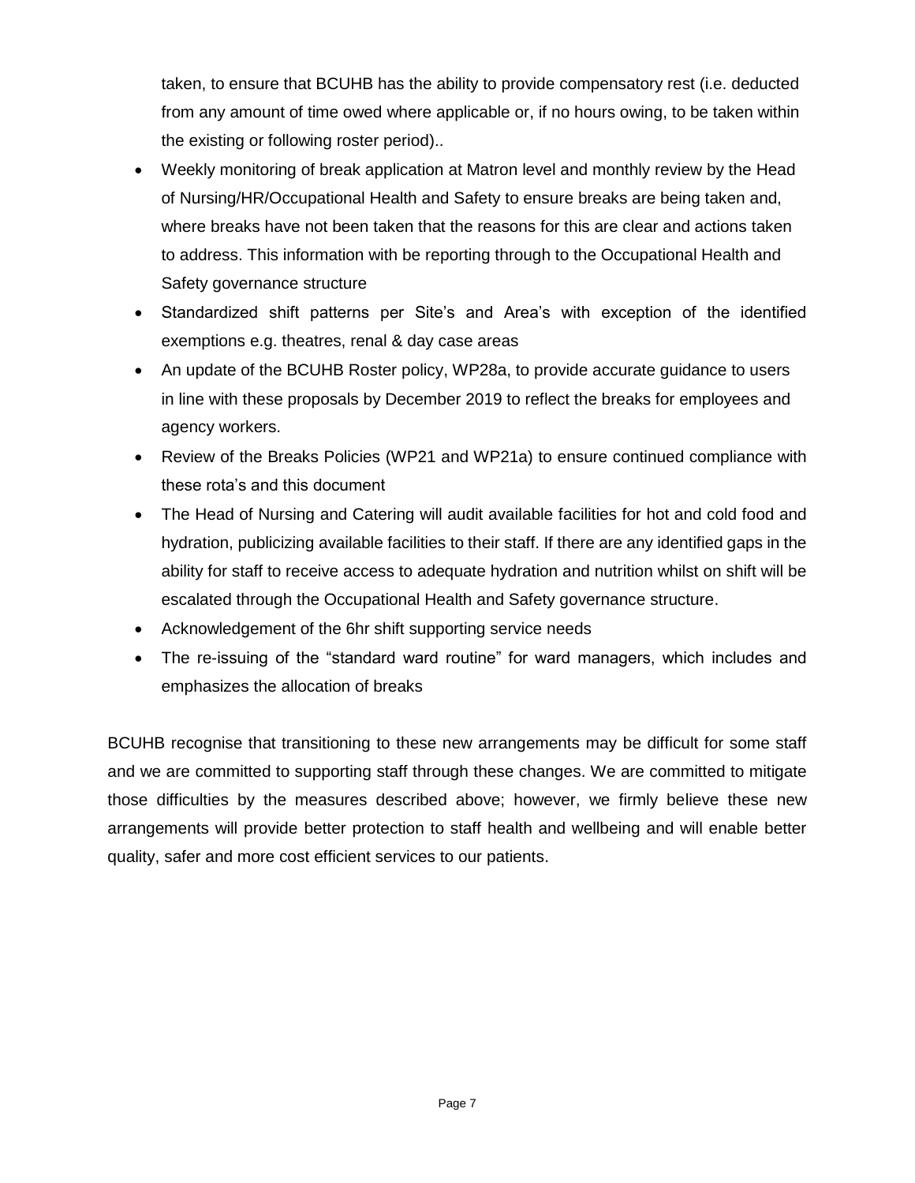taken, to ensure that BCUHB has the ability to provide compensatory rest (i.e. deducted from any amount of time owed where applicable or, if no hours owing, to be taken within the existing or following roster period)..

- Weekly monitoring of break application at Matron level and monthly review by the Head of Nursing/HR/Occupational Health and Safety to ensure breaks are being taken and, where breaks have not been taken that the reasons for this are clear and actions taken to address. This information with be reporting through to the Occupational Health and Safety governance structure
- Standardized shift patterns per Site's and Area's with exception of the identified exemptions e.g. theatres, renal & day case areas
- An update of the BCUHB Roster policy, WP28a, to provide accurate guidance to users in line with these proposals by December 2019 to reflect the breaks for employees and agency workers.
- Review of the Breaks Policies (WP21 and WP21a) to ensure continued compliance with these rota's and this document
- The Head of Nursing and Catering will audit available facilities for hot and cold food and hydration, publicizing available facilities to their staff. If there are any identified gaps in the ability for staff to receive access to adequate hydration and nutrition whilst on shift will be escalated through the Occupational Health and Safety governance structure.
- Acknowledgement of the 6hr shift supporting service needs
- The re-issuing of the "standard ward routine" for ward managers, which includes and emphasizes the allocation of breaks

BCUHB recognise that transitioning to these new arrangements may be difficult for some staff and we are committed to supporting staff through these changes. We are committed to mitigate those difficulties by the measures described above; however, we firmly believe these new arrangements will provide better protection to staff health and wellbeing and will enable better quality, safer and more cost efficient services to our patients.